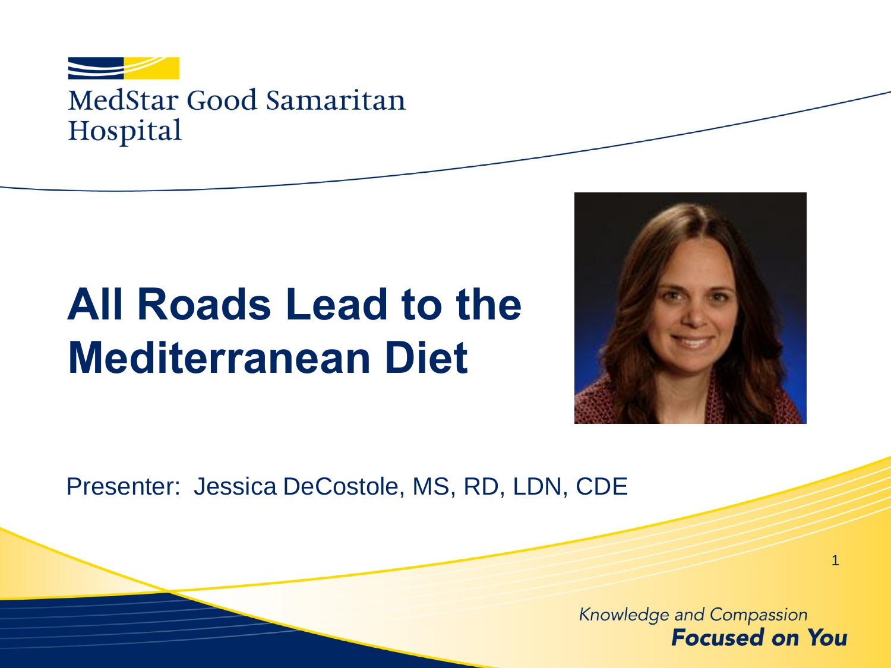MedStar Good Samaritan Hospital

# All Roads Lead to the Mediterranean Diet

Presenter: Jessica DeCostole, MS, RD, LDN, CDE

*Knowledge and Compassion*
***Focused on You***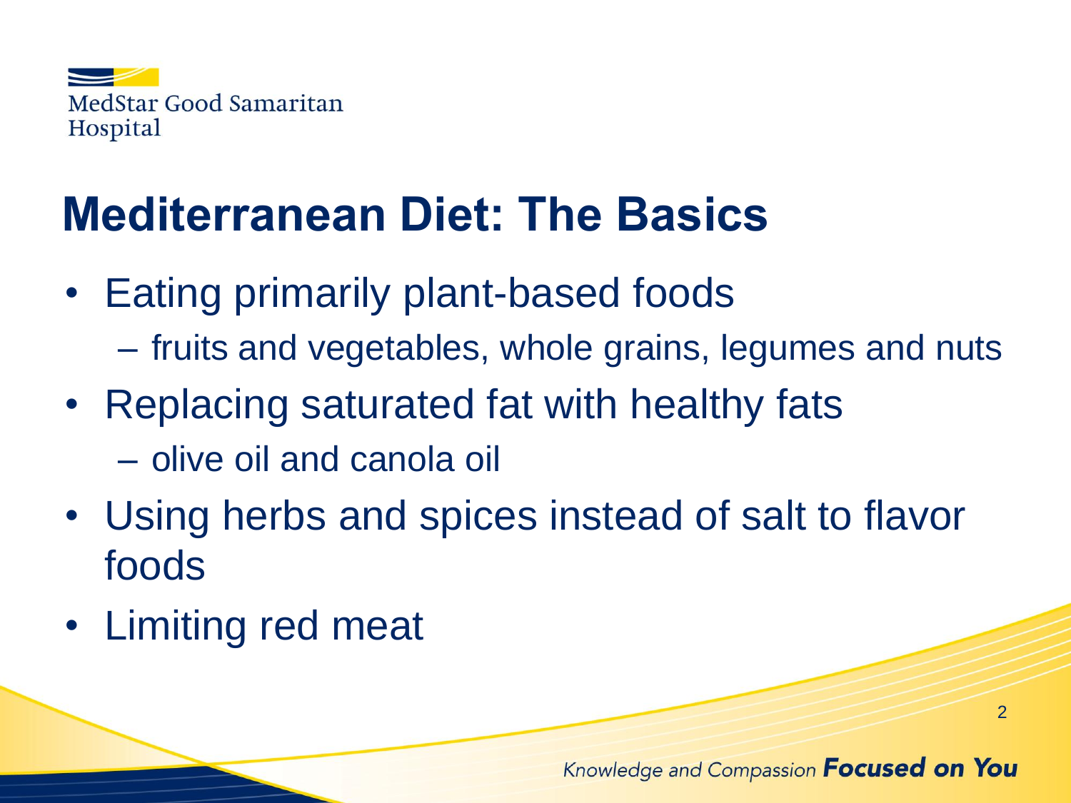# Mediterranean Diet: The Basics

- Eating primarily plant-based foods
  - fruits and vegetables, whole grains, legumes and nuts
- Replacing saturated fat with healthy fats
  - olive oil and canola oil
- Using herbs and spices instead of salt to flavor foods
- Limiting red meat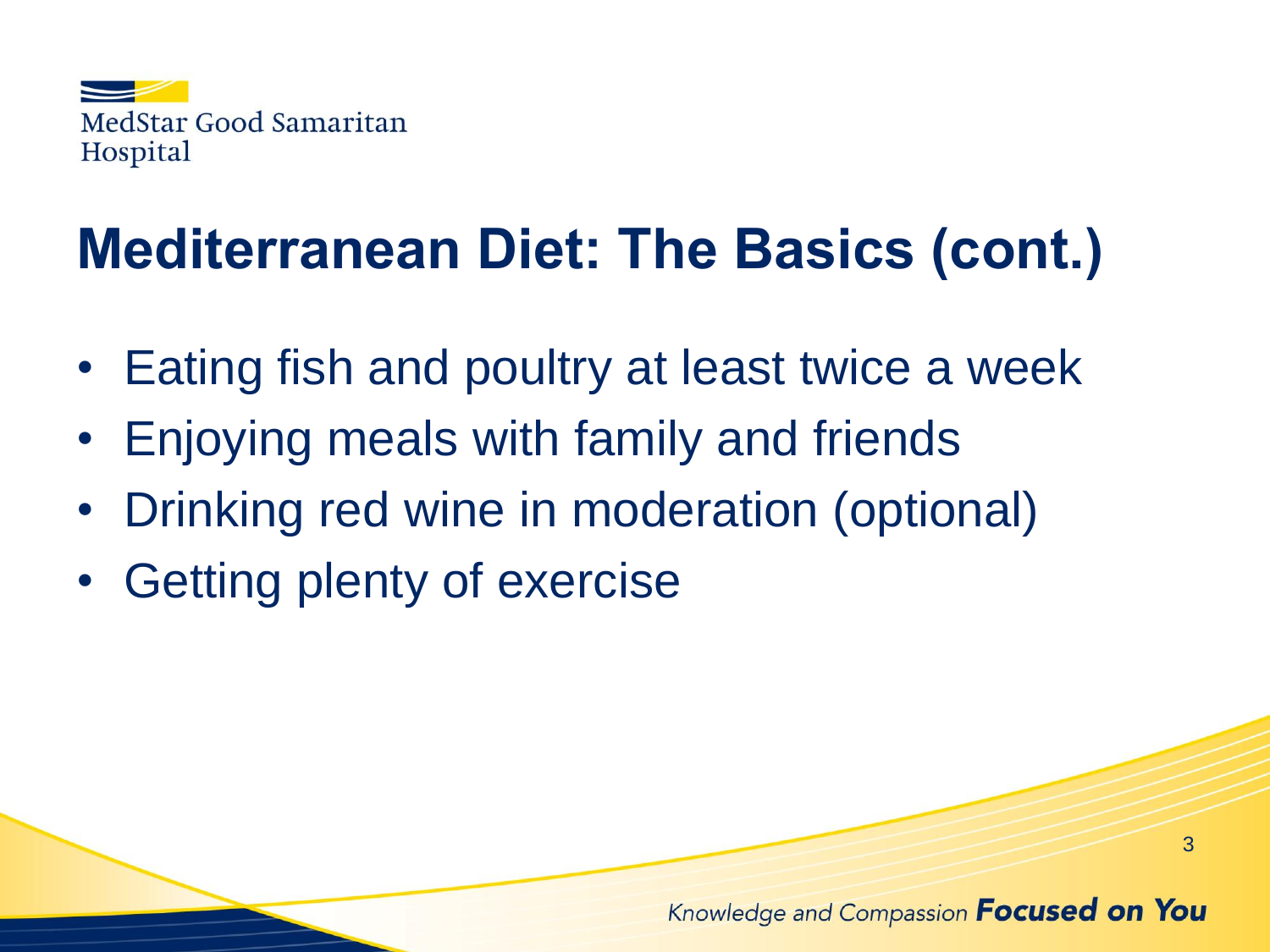## Mediterranean Diet: The Basics (cont.)

- Eating fish and poultry at least twice a week
- Enjoying meals with family and friends
- Drinking red wine in moderation (optional)
- Getting plenty of exercise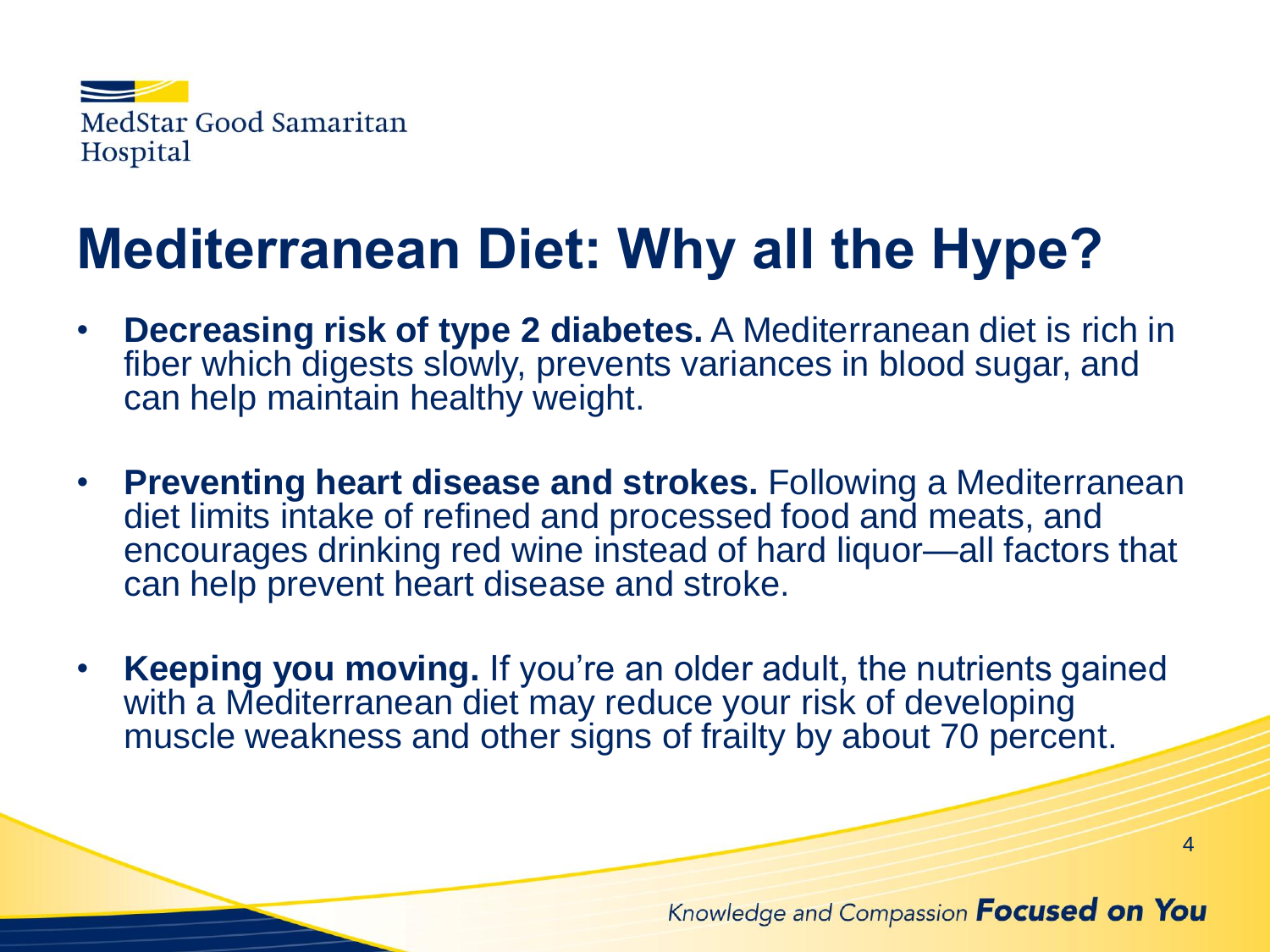# Mediterranean Diet: Why all the Hype?

- **Decreasing risk of type 2 diabetes.** A Mediterranean diet is rich in fiber which digests slowly, prevents variances in blood sugar, and can help maintain healthy weight.

- **Preventing heart disease and strokes.** Following a Mediterranean diet limits intake of refined and processed food and meats, and encourages drinking red wine instead of hard liquor—all factors that can help prevent heart disease and stroke.

- **Keeping you moving.** If you're an older adult, the nutrients gained with a Mediterranean diet may reduce your risk of developing muscle weakness and other signs of frailty by about 70 percent.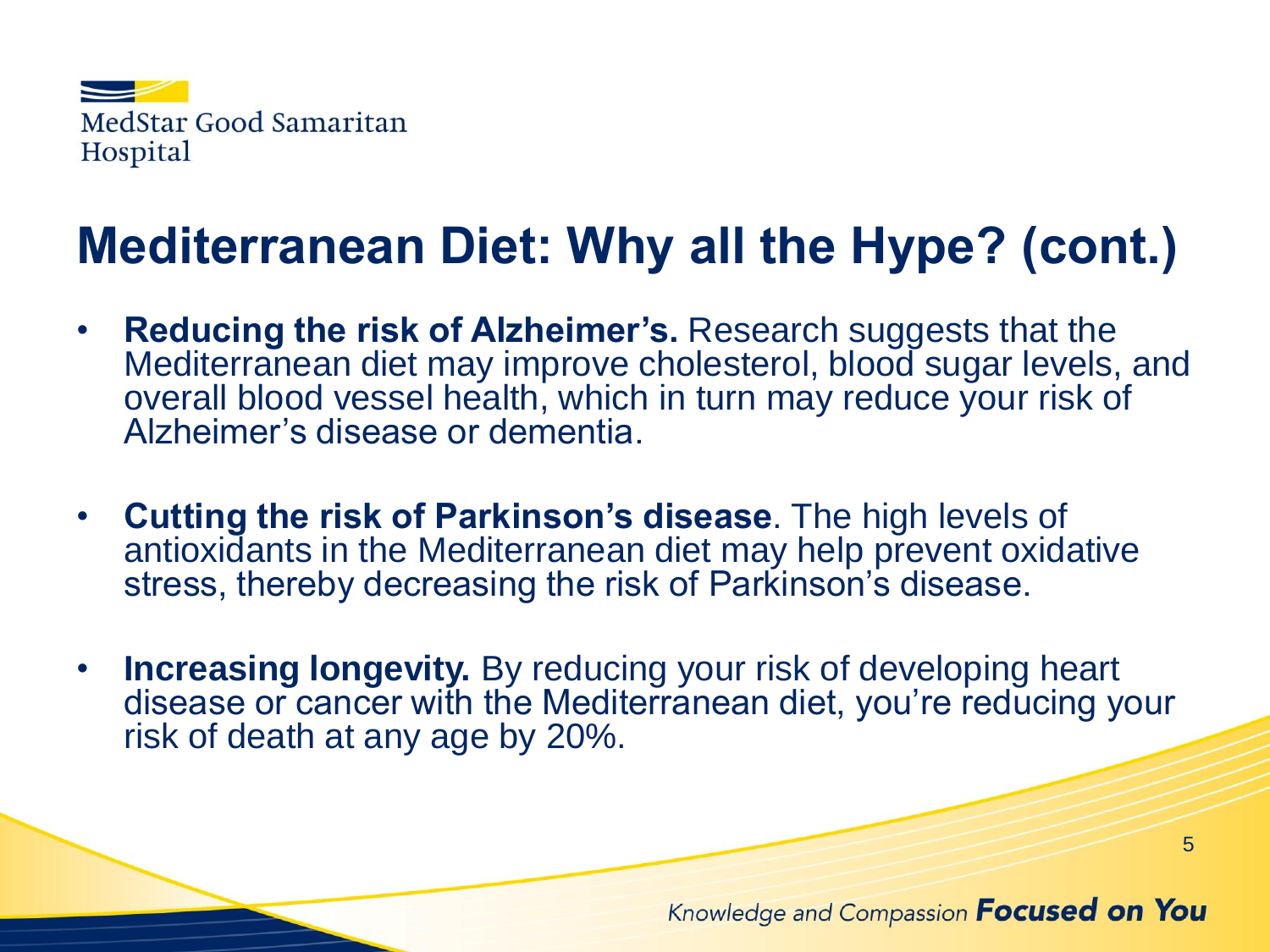# Mediterranean Diet: Why all the Hype? (cont.)

- **Reducing the risk of Alzheimer's.** Research suggests that the Mediterranean diet may improve cholesterol, blood sugar levels, and overall blood vessel health, which in turn may reduce your risk of Alzheimer's disease or dementia.
- **Cutting the risk of Parkinson's disease**. The high levels of antioxidants in the Mediterranean diet may help prevent oxidative stress, thereby decreasing the risk of Parkinson's disease.
- **Increasing longevity.** By reducing your risk of developing heart disease or cancer with the Mediterranean diet, you're reducing your risk of death at any age by 20%.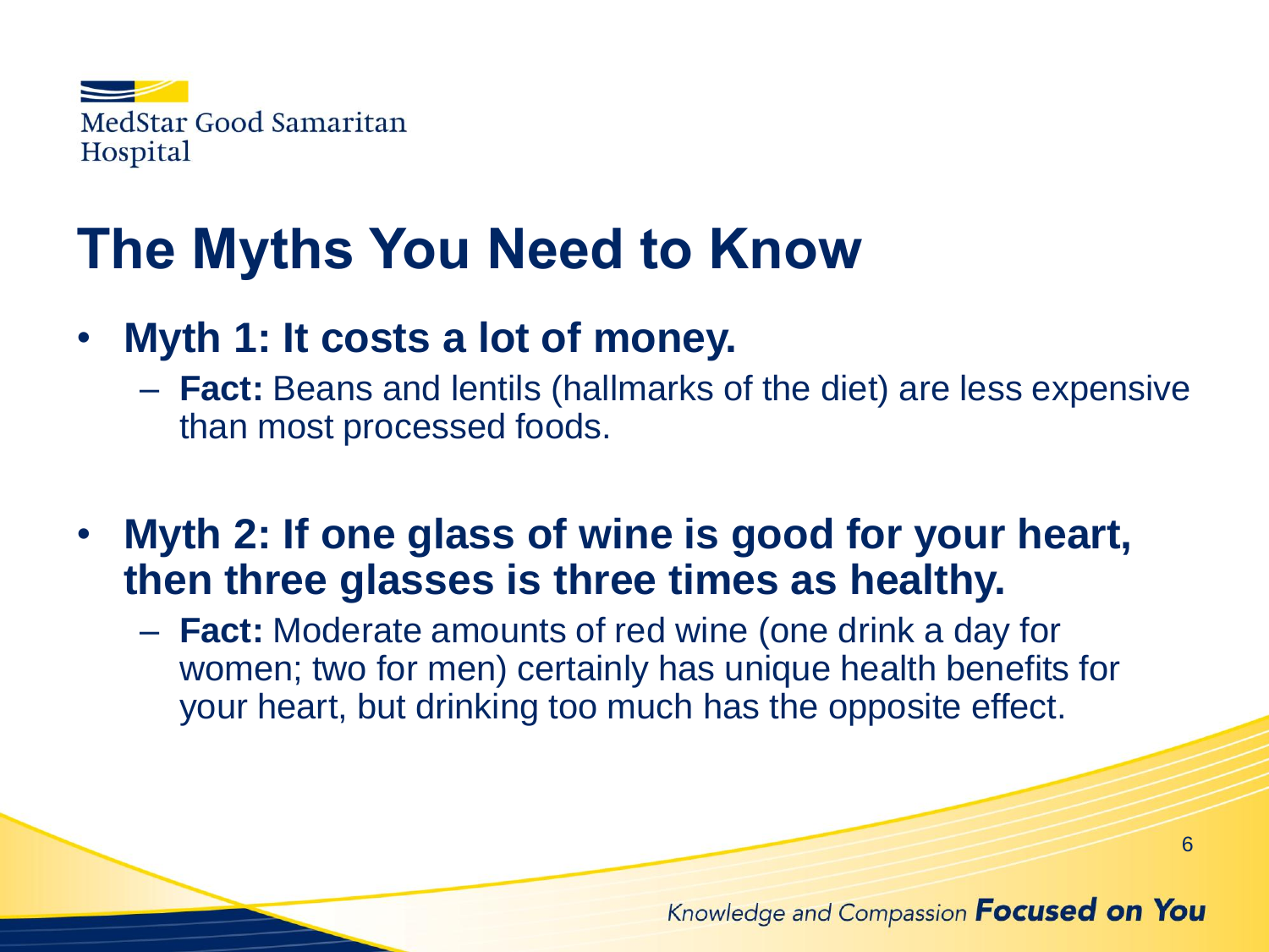# The Myths You Need to Know

- **Myth 1: It costs a lot of money.**
  - **Fact:** Beans and lentils (hallmarks of the diet) are less expensive than most processed foods.

- **Myth 2: If one glass of wine is good for your heart, then three glasses is three times as healthy.**
  - **Fact:** Moderate amounts of red wine (one drink a day for women; two for men) certainly has unique health benefits for your heart, but drinking too much has the opposite effect.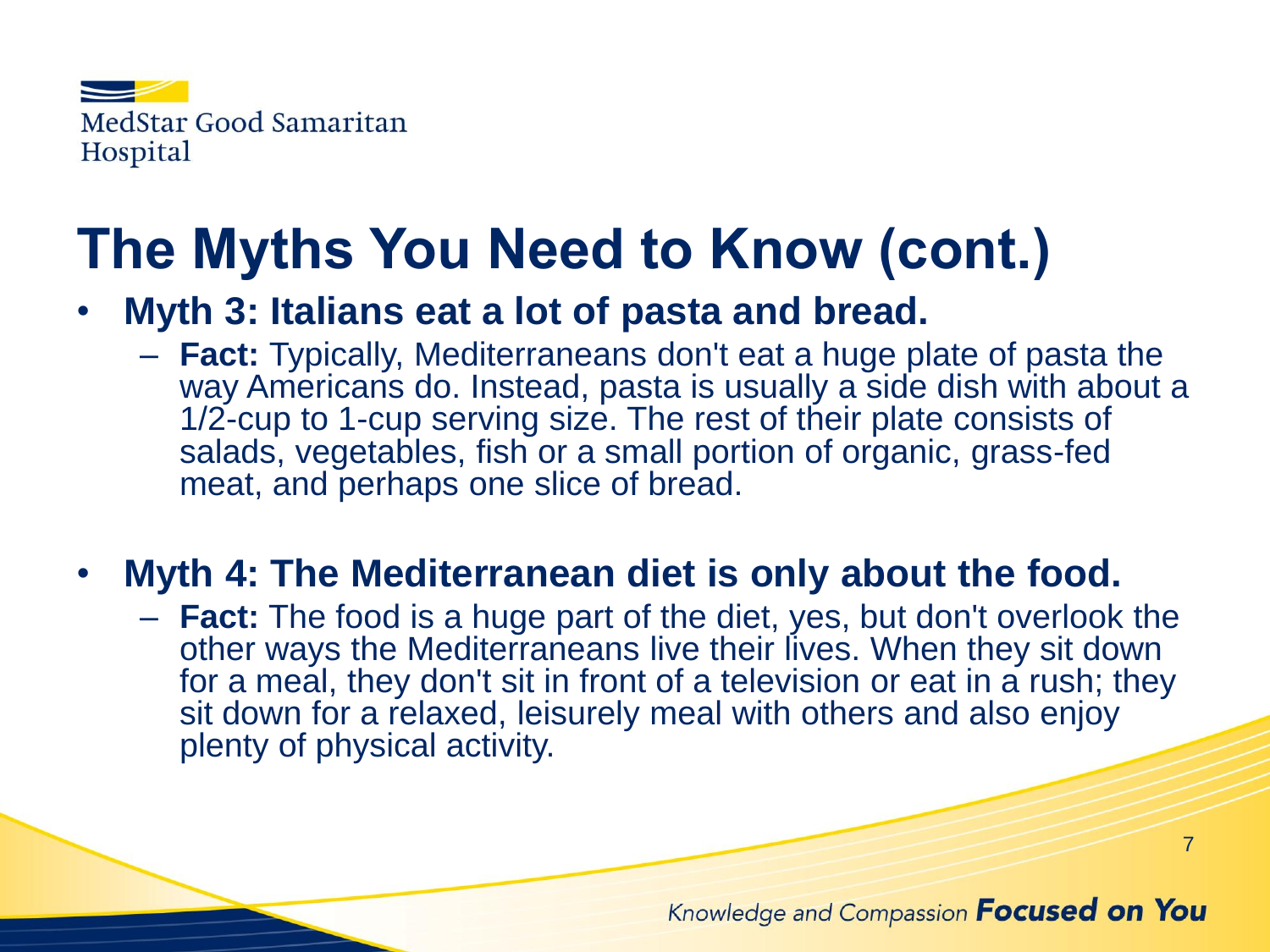# The Myths You Need to Know (cont.)

- **Myth 3: Italians eat a lot of pasta and bread.**
  - **Fact:** Typically, Mediterraneans don't eat a huge plate of pasta the way Americans do. Instead, pasta is usually a side dish with about a 1/2-cup to 1-cup serving size. The rest of their plate consists of salads, vegetables, fish or a small portion of organic, grass-fed meat, and perhaps one slice of bread.

- **Myth 4: The Mediterranean diet is only about the food.**
  - **Fact:** The food is a huge part of the diet, yes, but don't overlook the other ways the Mediterraneans live their lives. When they sit down for a meal, they don't sit in front of a television or eat in a rush; they sit down for a relaxed, leisurely meal with others and also enjoy plenty of physical activity.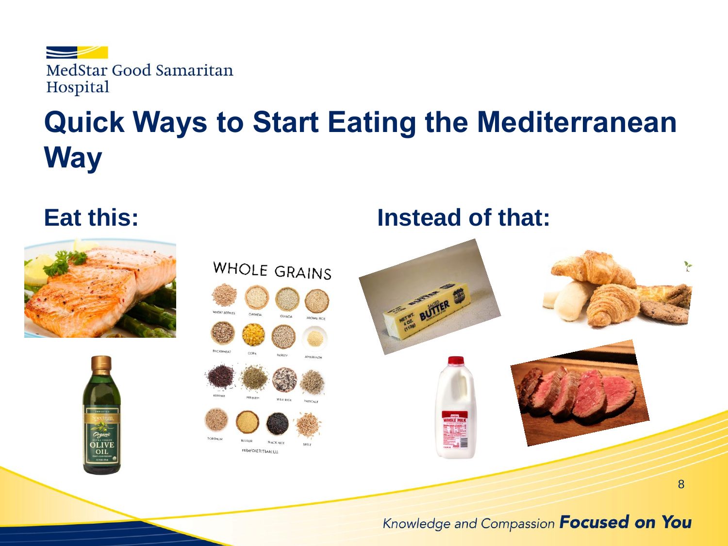# Quick Ways to Start Eating the Mediterranean Way

## Eat this:

## Instead of that: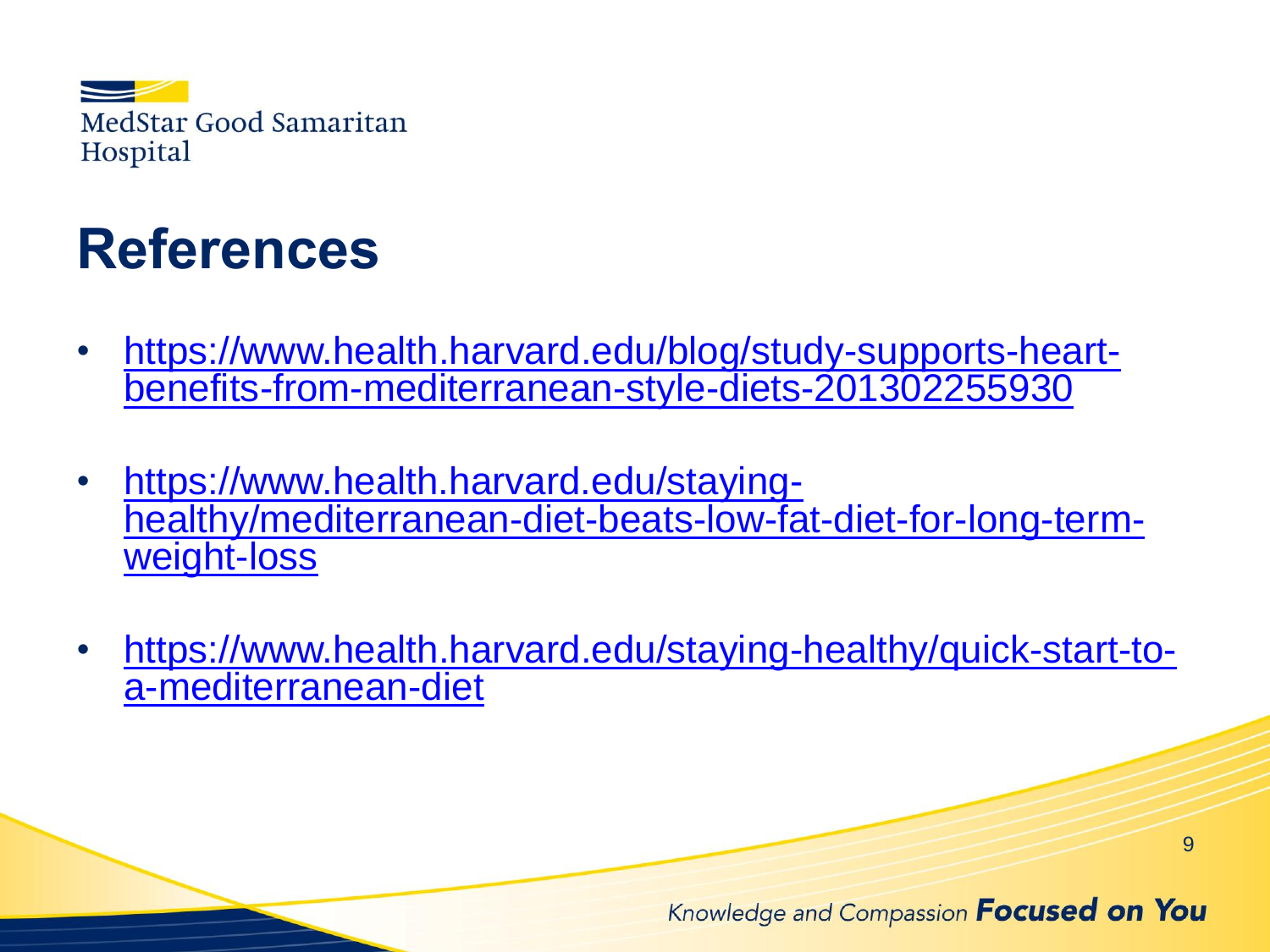# References

- https://www.health.harvard.edu/blog/study-supports-heart-benefits-from-mediterranean-style-diets-201302255930
- https://www.health.harvard.edu/staying-healthy/mediterranean-diet-beats-low-fat-diet-for-long-term-weight-loss
- https://www.health.harvard.edu/staying-healthy/quick-start-to-a-mediterranean-diet